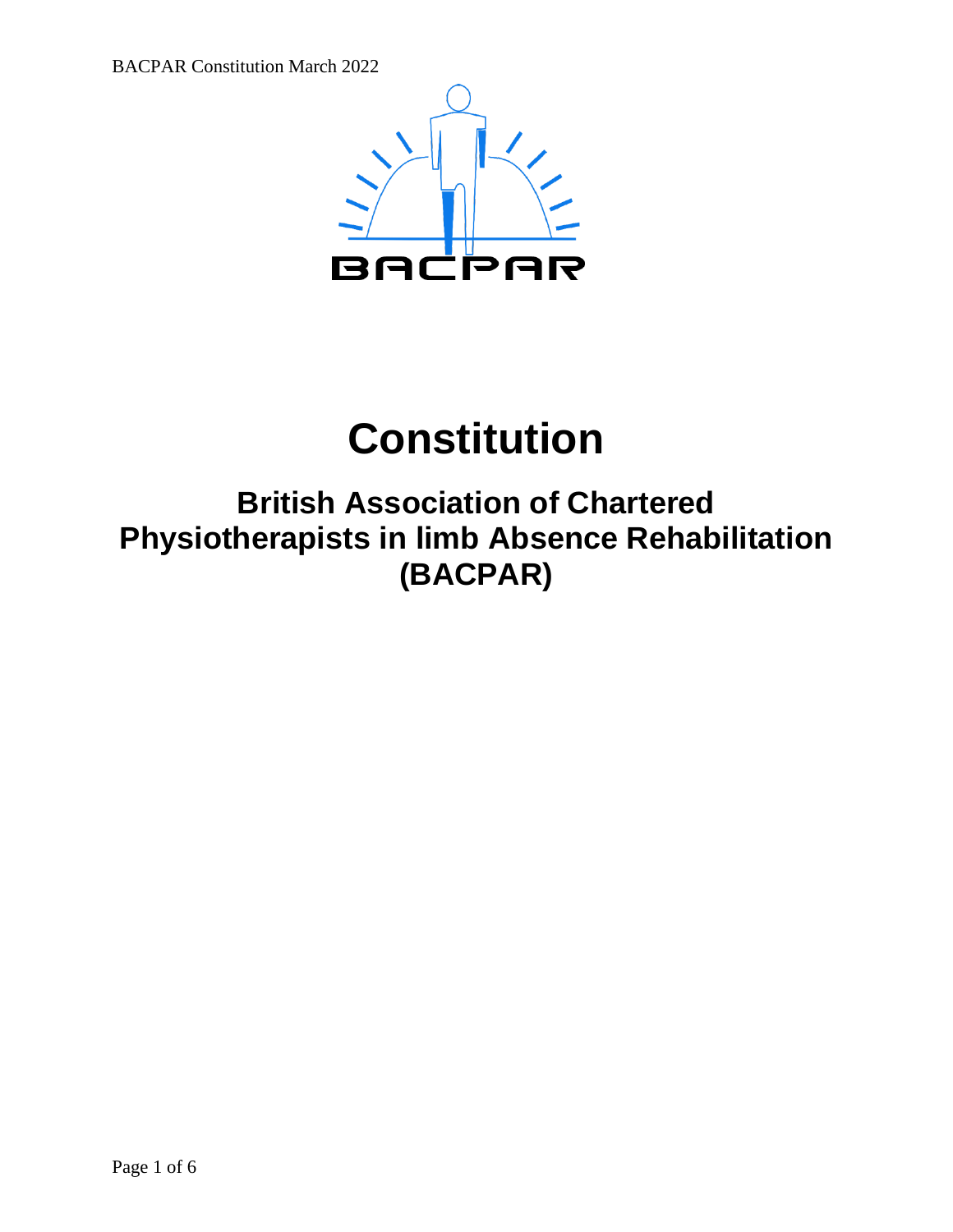# Constitution

## British Association of Chartered Physiotherapists in limb Absence Rehabilitation (BACPAR)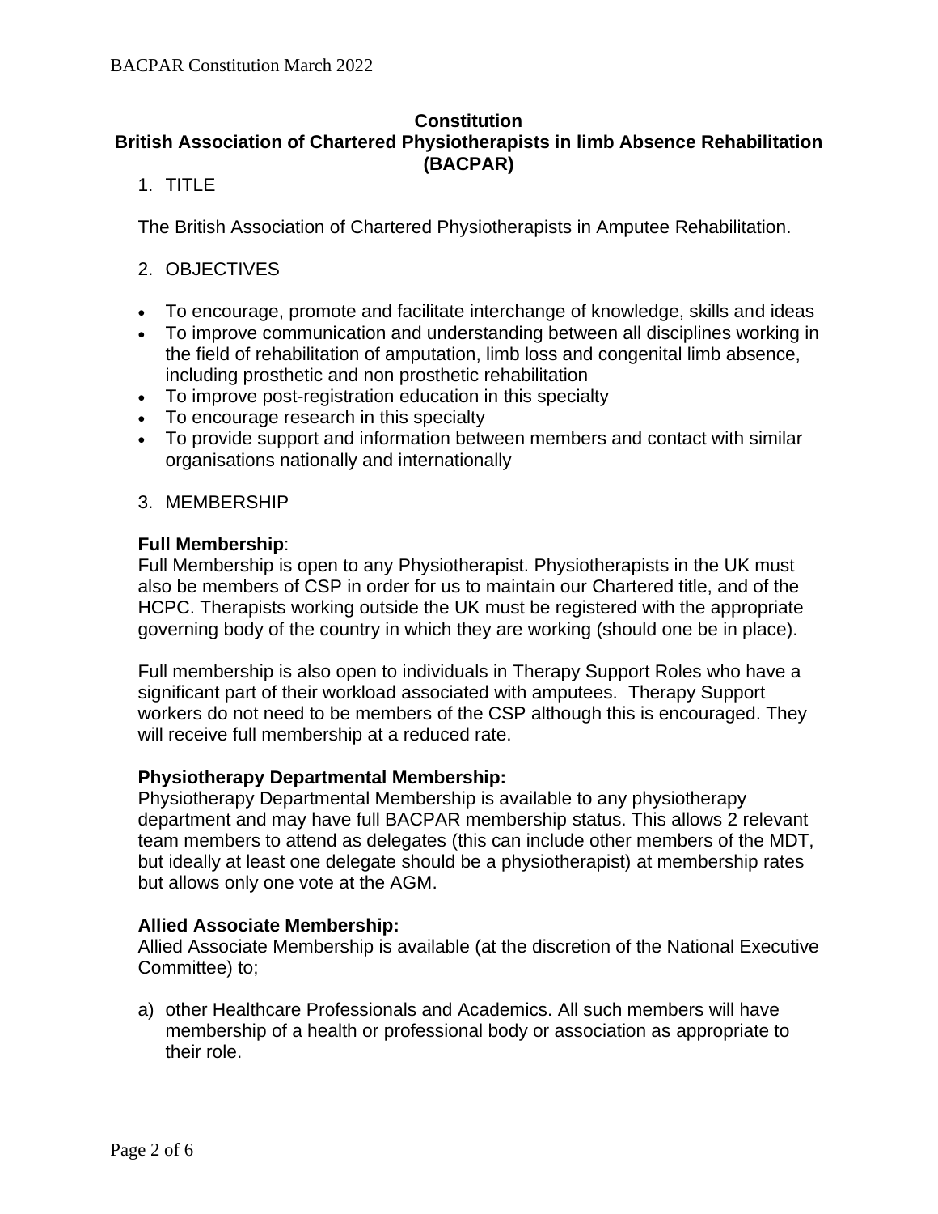**Constitution**
**British Association of Chartered Physiotherapists in limb Absence Rehabilitation (BACPAR)**

1. TITLE

The British Association of Chartered Physiotherapists in Amputee Rehabilitation.

2. OBJECTIVES

- To encourage, promote and facilitate interchange of knowledge, skills and ideas
- To improve communication and understanding between all disciplines working in the field of rehabilitation of amputation, limb loss and congenital limb absence, including prosthetic and non prosthetic rehabilitation
- To improve post-registration education in this specialty
- To encourage research in this specialty
- To provide support and information between members and contact with similar organisations nationally and internationally

3. MEMBERSHIP

**Full Membership**:
Full Membership is open to any Physiotherapist. Physiotherapists in the UK must also be members of CSP in order for us to maintain our Chartered title, and of the HCPC. Therapists working outside the UK must be registered with the appropriate governing body of the country in which they are working (should one be in place).

Full membership is also open to individuals in Therapy Support Roles who have a significant part of their workload associated with amputees. Therapy Support workers do not need to be members of the CSP although this is encouraged. They will receive full membership at a reduced rate.

**Physiotherapy Departmental Membership:**
Physiotherapy Departmental Membership is available to any physiotherapy department and may have full BACPAR membership status. This allows 2 relevant team members to attend as delegates (this can include other members of the MDT, but ideally at least one delegate should be a physiotherapist) at membership rates but allows only one vote at the AGM.

**Allied Associate Membership:**
Allied Associate Membership is available (at the discretion of the National Executive Committee) to;

a) other Healthcare Professionals and Academics. All such members will have membership of a health or professional body or association as appropriate to their role.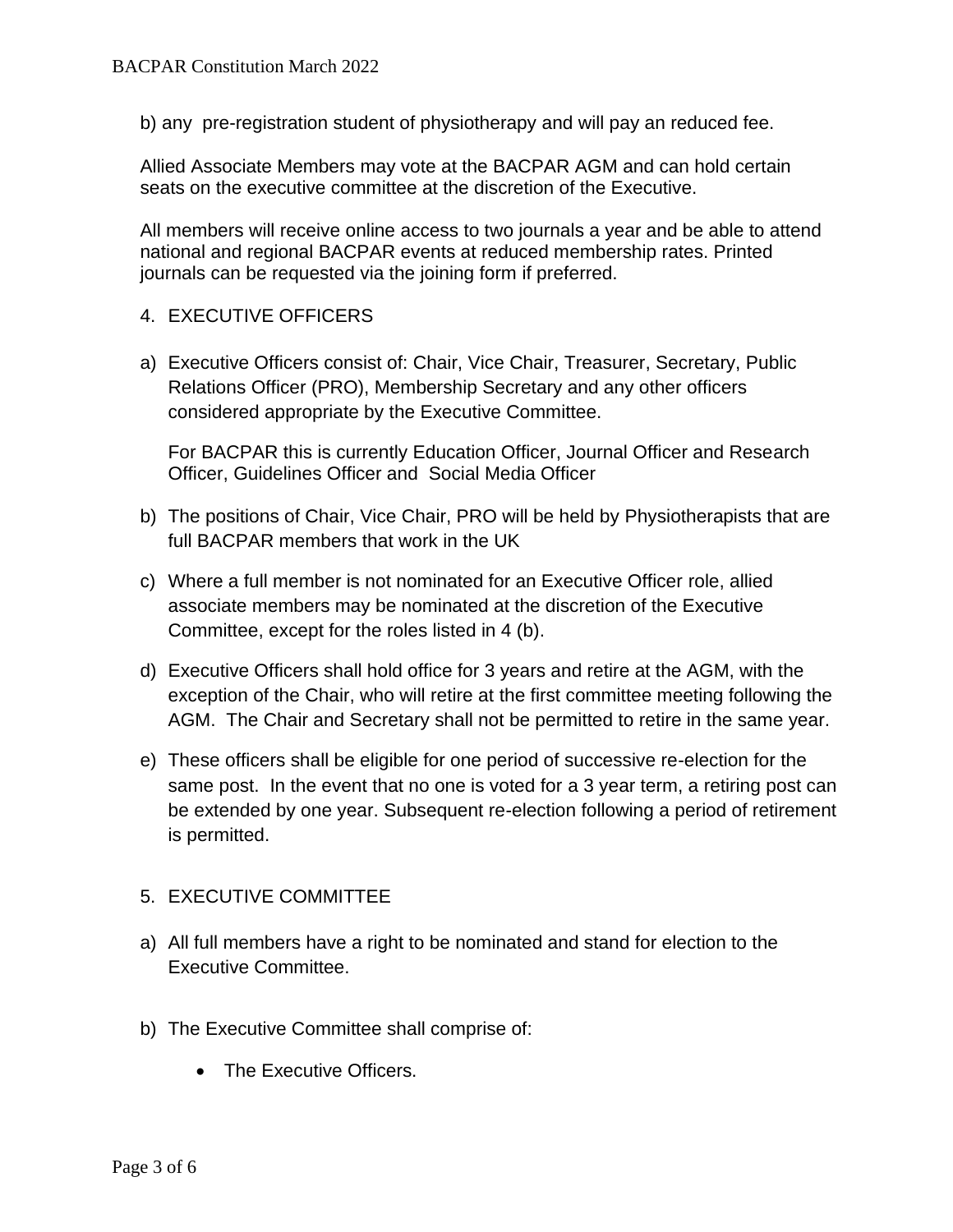b) any pre-registration student of physiotherapy and will pay an reduced fee.

Allied Associate Members may vote at the BACPAR AGM and can hold certain seats on the executive committee at the discretion of the Executive.

All members will receive online access to two journals a year and be able to attend national and regional BACPAR events at reduced membership rates. Printed journals can be requested via the joining form if preferred.

## 4. EXECUTIVE OFFICERS

a) Executive Officers consist of: Chair, Vice Chair, Treasurer, Secretary, Public Relations Officer (PRO), Membership Secretary and any other officers considered appropriate by the Executive Committee.

   For BACPAR this is currently Education Officer, Journal Officer and Research Officer, Guidelines Officer and Social Media Officer

b) The positions of Chair, Vice Chair, PRO will be held by Physiotherapists that are full BACPAR members that work in the UK

c) Where a full member is not nominated for an Executive Officer role, allied associate members may be nominated at the discretion of the Executive Committee, except for the roles listed in 4 (b).

d) Executive Officers shall hold office for 3 years and retire at the AGM, with the exception of the Chair, who will retire at the first committee meeting following the AGM. The Chair and Secretary shall not be permitted to retire in the same year.

e) These officers shall be eligible for one period of successive re-election for the same post. In the event that no one is voted for a 3 year term, a retiring post can be extended by one year. Subsequent re-election following a period of retirement is permitted.

## 5. EXECUTIVE COMMITTEE

a) All full members have a right to be nominated and stand for election to the Executive Committee.

b) The Executive Committee shall comprise of:

   - The Executive Officers.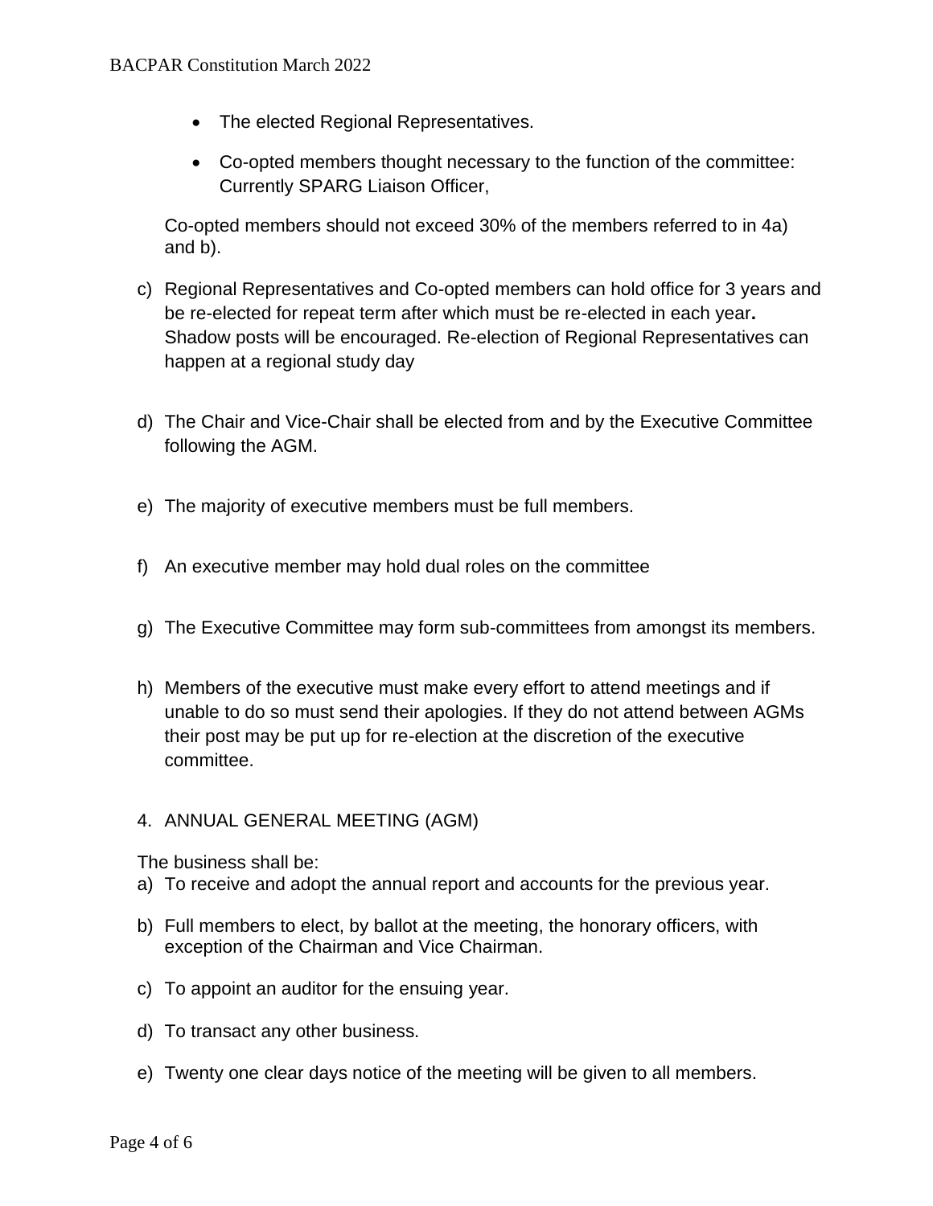- The elected Regional Representatives.
- Co-opted members thought necessary to the function of the committee: Currently SPARG Liaison Officer,

Co-opted members should not exceed 30% of the members referred to in 4a) and b).

c) Regional Representatives and Co-opted members can hold office for 3 years and be re-elected for repeat term after which must be re-elected in each year**.** Shadow posts will be encouraged. Re-election of Regional Representatives can happen at a regional study day

d) The Chair and Vice-Chair shall be elected from and by the Executive Committee following the AGM.

e) The majority of executive members must be full members.

f) An executive member may hold dual roles on the committee

g) The Executive Committee may form sub-committees from amongst its members.

h) Members of the executive must make every effort to attend meetings and if unable to do so must send their apologies. If they do not attend between AGMs their post may be put up for re-election at the discretion of the executive committee.

4. ANNUAL GENERAL MEETING (AGM)

The business shall be:

a) To receive and adopt the annual report and accounts for the previous year.

b) Full members to elect, by ballot at the meeting, the honorary officers, with exception of the Chairman and Vice Chairman.

c) To appoint an auditor for the ensuing year.

d) To transact any other business.

e) Twenty one clear days notice of the meeting will be given to all members.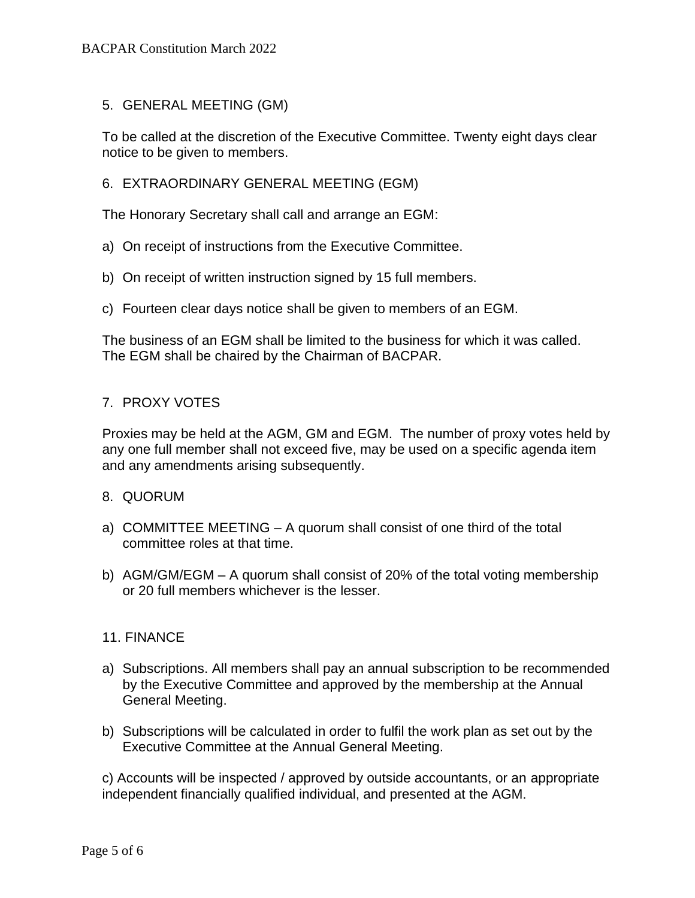## 5. GENERAL MEETING (GM)

To be called at the discretion of the Executive Committee. Twenty eight days clear notice to be given to members.

## 6. EXTRAORDINARY GENERAL MEETING (EGM)

The Honorary Secretary shall call and arrange an EGM:

a) On receipt of instructions from the Executive Committee.

b) On receipt of written instruction signed by 15 full members.

c) Fourteen clear days notice shall be given to members of an EGM.

The business of an EGM shall be limited to the business for which it was called. The EGM shall be chaired by the Chairman of BACPAR.

## 7. PROXY VOTES

Proxies may be held at the AGM, GM and EGM. The number of proxy votes held by any one full member shall not exceed five, may be used on a specific agenda item and any amendments arising subsequently.

## 8. QUORUM

a) COMMITTEE MEETING – A quorum shall consist of one third of the total committee roles at that time.

b) AGM/GM/EGM – A quorum shall consist of 20% of the total voting membership or 20 full members whichever is the lesser.

## 11. FINANCE

a) Subscriptions. All members shall pay an annual subscription to be recommended by the Executive Committee and approved by the membership at the Annual General Meeting.

b) Subscriptions will be calculated in order to fulfil the work plan as set out by the Executive Committee at the Annual General Meeting.

c) Accounts will be inspected / approved by outside accountants, or an appropriate independent financially qualified individual, and presented at the AGM.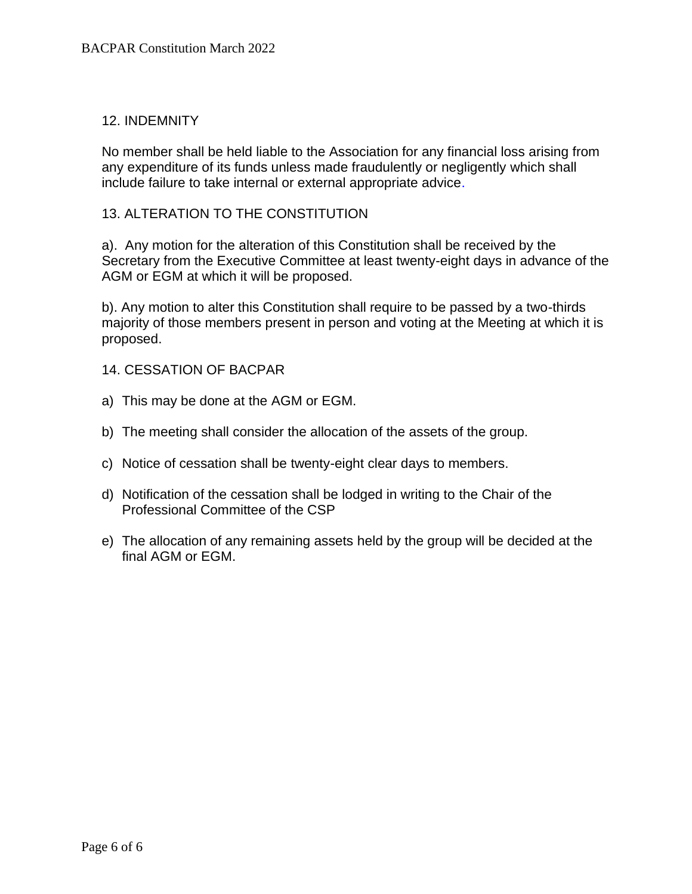## 12. INDEMNITY

No member shall be held liable to the Association for any financial loss arising from any expenditure of its funds unless made fraudulently or negligently which shall include failure to take internal or external appropriate advice.

## 13. ALTERATION TO THE CONSTITUTION

a). Any motion for the alteration of this Constitution shall be received by the Secretary from the Executive Committee at least twenty-eight days in advance of the AGM or EGM at which it will be proposed.

b). Any motion to alter this Constitution shall require to be passed by a two-thirds majority of those members present in person and voting at the Meeting at which it is proposed.

## 14. CESSATION OF BACPAR

a) This may be done at the AGM or EGM.

b) The meeting shall consider the allocation of the assets of the group.

c) Notice of cessation shall be twenty-eight clear days to members.

d) Notification of the cessation shall be lodged in writing to the Chair of the Professional Committee of the CSP

e) The allocation of any remaining assets held by the group will be decided at the final AGM or EGM.